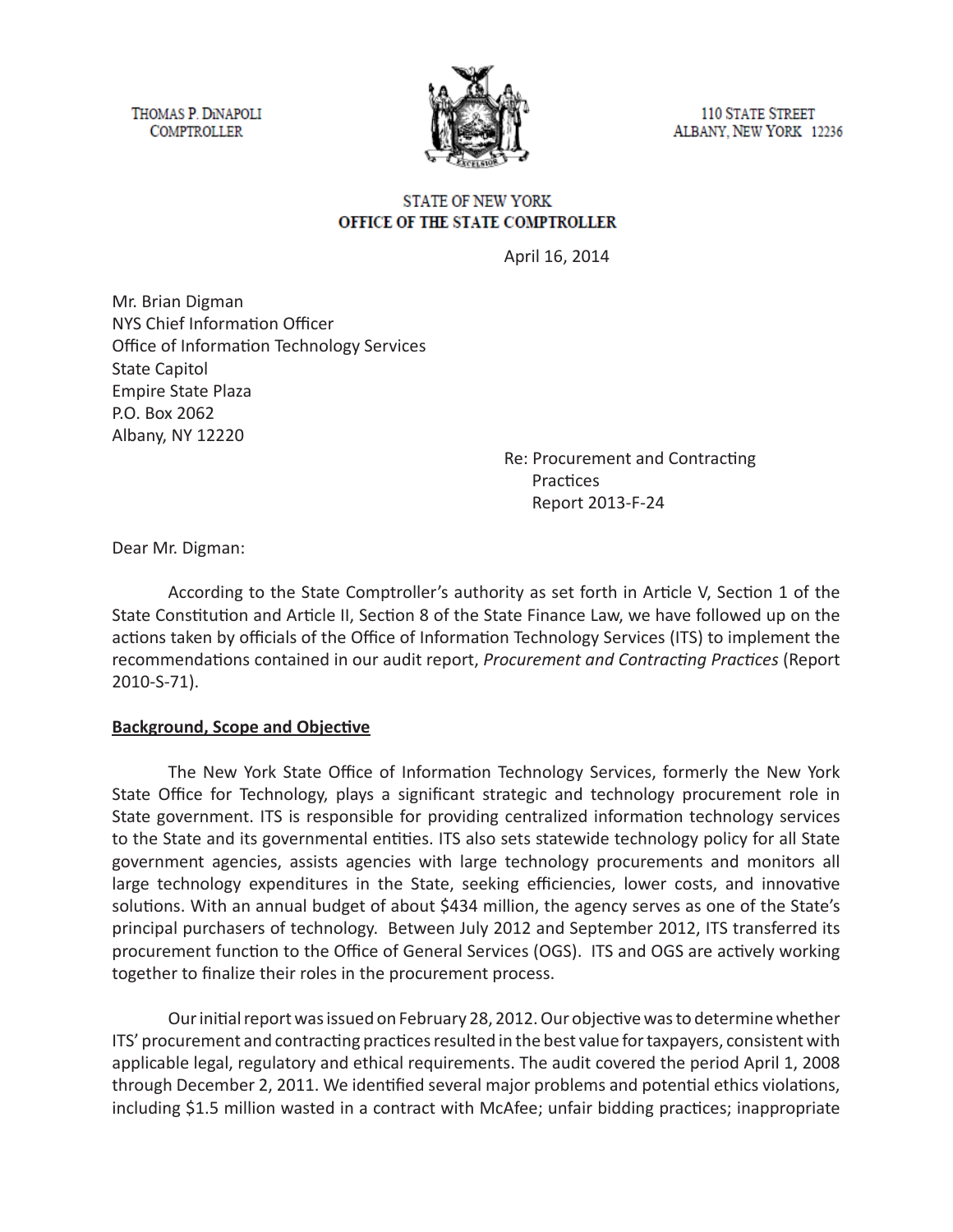THOMAS P. DiNAPOLI
COMPTROLLER

110 STATE STREET
ALBANY, NEW YORK 12236

STATE OF NEW YORK
**OFFICE OF THE STATE COMPTROLLER**

April 16, 2014

Mr. Brian Digman
NYS Chief Information Officer
Office of Information Technology Services
State Capitol
Empire State Plaza
P.O. Box 2062
Albany, NY 12220

Re: Procurement and Contracting Practices
Report 2013-F-24

Dear Mr. Digman:

According to the State Comptroller's authority as set forth in Article V, Section 1 of the State Constitution and Article II, Section 8 of the State Finance Law, we have followed up on the actions taken by officials of the Office of Information Technology Services (ITS) to implement the recommendations contained in our audit report, *Procurement and Contracting Practices* (Report 2010-S-71).

**Background, Scope and Objective**

The New York State Office of Information Technology Services, formerly the New York State Office for Technology, plays a significant strategic and technology procurement role in State government. ITS is responsible for providing centralized information technology services to the State and its governmental entities. ITS also sets statewide technology policy for all State government agencies, assists agencies with large technology procurements and monitors all large technology expenditures in the State, seeking efficiencies, lower costs, and innovative solutions. With an annual budget of about $434 million, the agency serves as one of the State's principal purchasers of technology. Between July 2012 and September 2012, ITS transferred its procurement function to the Office of General Services (OGS). ITS and OGS are actively working together to finalize their roles in the procurement process.

Our initial report was issued on February 28, 2012. Our objective was to determine whether ITS' procurement and contracting practices resulted in the best value for taxpayers, consistent with applicable legal, regulatory and ethical requirements. The audit covered the period April 1, 2008 through December 2, 2011. We identified several major problems and potential ethics violations, including $1.5 million wasted in a contract with McAfee; unfair bidding practices; inappropriate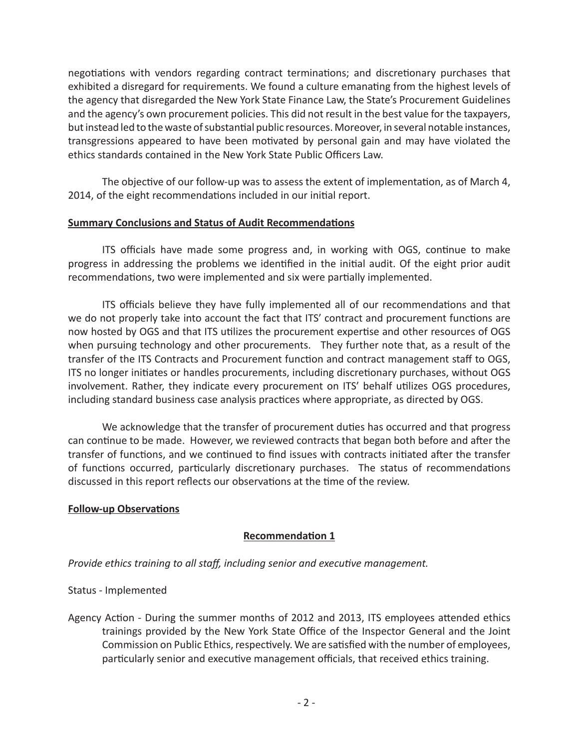negotiations with vendors regarding contract terminations; and discretionary purchases that exhibited a disregard for requirements. We found a culture emanating from the highest levels of the agency that disregarded the New York State Finance Law, the State's Procurement Guidelines and the agency's own procurement policies. This did not result in the best value for the taxpayers, but instead led to the waste of substantial public resources. Moreover, in several notable instances, transgressions appeared to have been motivated by personal gain and may have violated the ethics standards contained in the New York State Public Officers Law.

The objective of our follow-up was to assess the extent of implementation, as of March 4, 2014, of the eight recommendations included in our initial report.

**Summary Conclusions and Status of Audit Recommendations**

ITS officials have made some progress and, in working with OGS, continue to make progress in addressing the problems we identified in the initial audit. Of the eight prior audit recommendations, two were implemented and six were partially implemented.

ITS officials believe they have fully implemented all of our recommendations and that we do not properly take into account the fact that ITS' contract and procurement functions are now hosted by OGS and that ITS utilizes the procurement expertise and other resources of OGS when pursuing technology and other procurements. They further note that, as a result of the transfer of the ITS Contracts and Procurement function and contract management staff to OGS, ITS no longer initiates or handles procurements, including discretionary purchases, without OGS involvement. Rather, they indicate every procurement on ITS' behalf utilizes OGS procedures, including standard business case analysis practices where appropriate, as directed by OGS.

We acknowledge that the transfer of procurement duties has occurred and that progress can continue to be made. However, we reviewed contracts that began both before and after the transfer of functions, and we continued to find issues with contracts initiated after the transfer of functions occurred, particularly discretionary purchases. The status of recommendations discussed in this report reflects our observations at the time of the review.

**Follow-up Observations**

**Recommendation 1**

*Provide ethics training to all staff, including senior and executive management.*

Status - Implemented

Agency Action - During the summer months of 2012 and 2013, ITS employees attended ethics trainings provided by the New York State Office of the Inspector General and the Joint Commission on Public Ethics, respectively. We are satisfied with the number of employees, particularly senior and executive management officials, that received ethics training.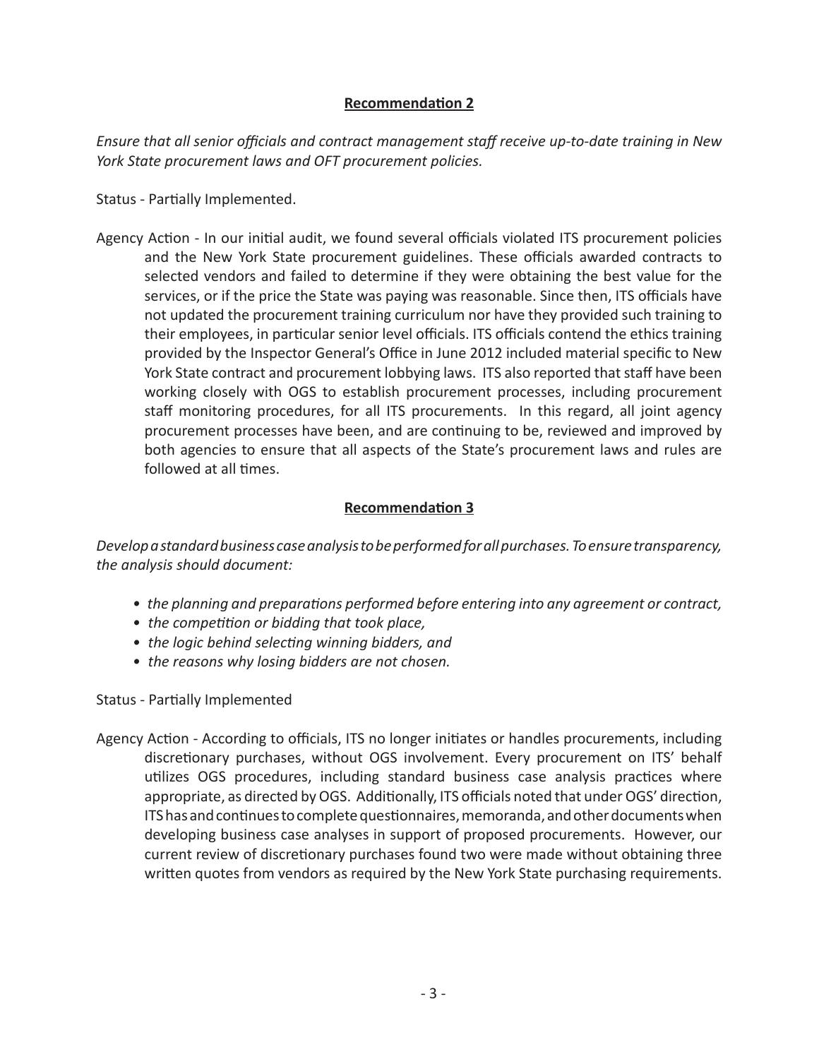### **Recommendation 2**

*Ensure that all senior officials and contract management staff receive up-to-date training in New York State procurement laws and OFT procurement policies.*

Status - Partially Implemented.

Agency Action - In our initial audit, we found several officials violated ITS procurement policies and the New York State procurement guidelines. These officials awarded contracts to selected vendors and failed to determine if they were obtaining the best value for the services, or if the price the State was paying was reasonable. Since then, ITS officials have not updated the procurement training curriculum nor have they provided such training to their employees, in particular senior level officials. ITS officials contend the ethics training provided by the Inspector General's Office in June 2012 included material specific to New York State contract and procurement lobbying laws. ITS also reported that staff have been working closely with OGS to establish procurement processes, including procurement staff monitoring procedures, for all ITS procurements. In this regard, all joint agency procurement processes have been, and are continuing to be, reviewed and improved by both agencies to ensure that all aspects of the State's procurement laws and rules are followed at all times.

### **Recommendation 3**

*Develop a standard business case analysis to be performed for all purchases. To ensure transparency, the analysis should document:*

- *the planning and preparations performed before entering into any agreement or contract,*
- *the competition or bidding that took place,*
- *the logic behind selecting winning bidders, and*
- *the reasons why losing bidders are not chosen.*

Status - Partially Implemented

Agency Action - According to officials, ITS no longer initiates or handles procurements, including discretionary purchases, without OGS involvement. Every procurement on ITS' behalf utilizes OGS procedures, including standard business case analysis practices where appropriate, as directed by OGS. Additionally, ITS officials noted that under OGS' direction, ITS has and continues to complete questionnaires, memoranda, and other documents when developing business case analyses in support of proposed procurements. However, our current review of discretionary purchases found two were made without obtaining three written quotes from vendors as required by the New York State purchasing requirements.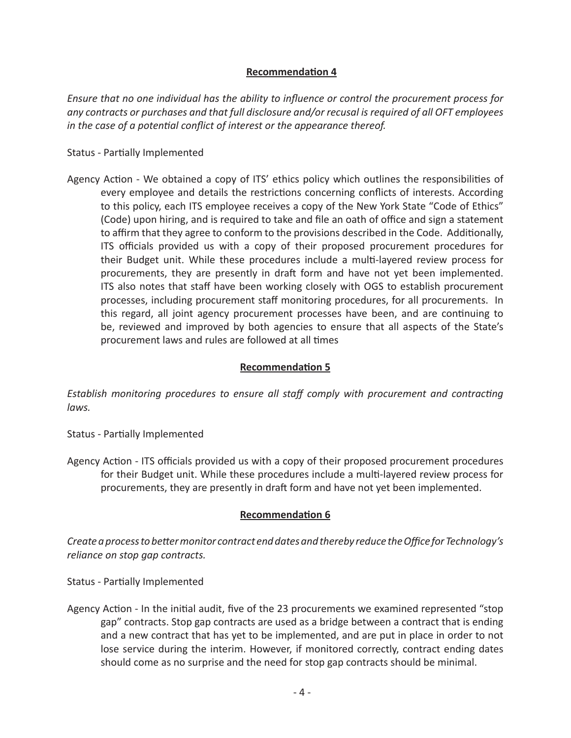**Recommendation 4**

*Ensure that no one individual has the ability to influence or control the procurement process for any contracts or purchases and that full disclosure and/or recusal is required of all OFT employees in the case of a potential conflict of interest or the appearance thereof.*

Status - Partially Implemented

Agency Action - We obtained a copy of ITS' ethics policy which outlines the responsibilities of every employee and details the restrictions concerning conflicts of interests. According to this policy, each ITS employee receives a copy of the New York State "Code of Ethics" (Code) upon hiring, and is required to take and file an oath of office and sign a statement to affirm that they agree to conform to the provisions described in the Code. Additionally, ITS officials provided us with a copy of their proposed procurement procedures for their Budget unit. While these procedures include a multi-layered review process for procurements, they are presently in draft form and have not yet been implemented. ITS also notes that staff have been working closely with OGS to establish procurement processes, including procurement staff monitoring procedures, for all procurements. In this regard, all joint agency procurement processes have been, and are continuing to be, reviewed and improved by both agencies to ensure that all aspects of the State's procurement laws and rules are followed at all times

**Recommendation 5**

*Establish monitoring procedures to ensure all staff comply with procurement and contracting laws.*

Status - Partially Implemented

Agency Action - ITS officials provided us with a copy of their proposed procurement procedures for their Budget unit. While these procedures include a multi-layered review process for procurements, they are presently in draft form and have not yet been implemented.

**Recommendation 6**

*Create a process to better monitor contract end dates and thereby reduce the Office for Technology's reliance on stop gap contracts.*

Status - Partially Implemented

Agency Action - In the initial audit, five of the 23 procurements we examined represented "stop gap" contracts. Stop gap contracts are used as a bridge between a contract that is ending and a new contract that has yet to be implemented, and are put in place in order to not lose service during the interim. However, if monitored correctly, contract ending dates should come as no surprise and the need for stop gap contracts should be minimal.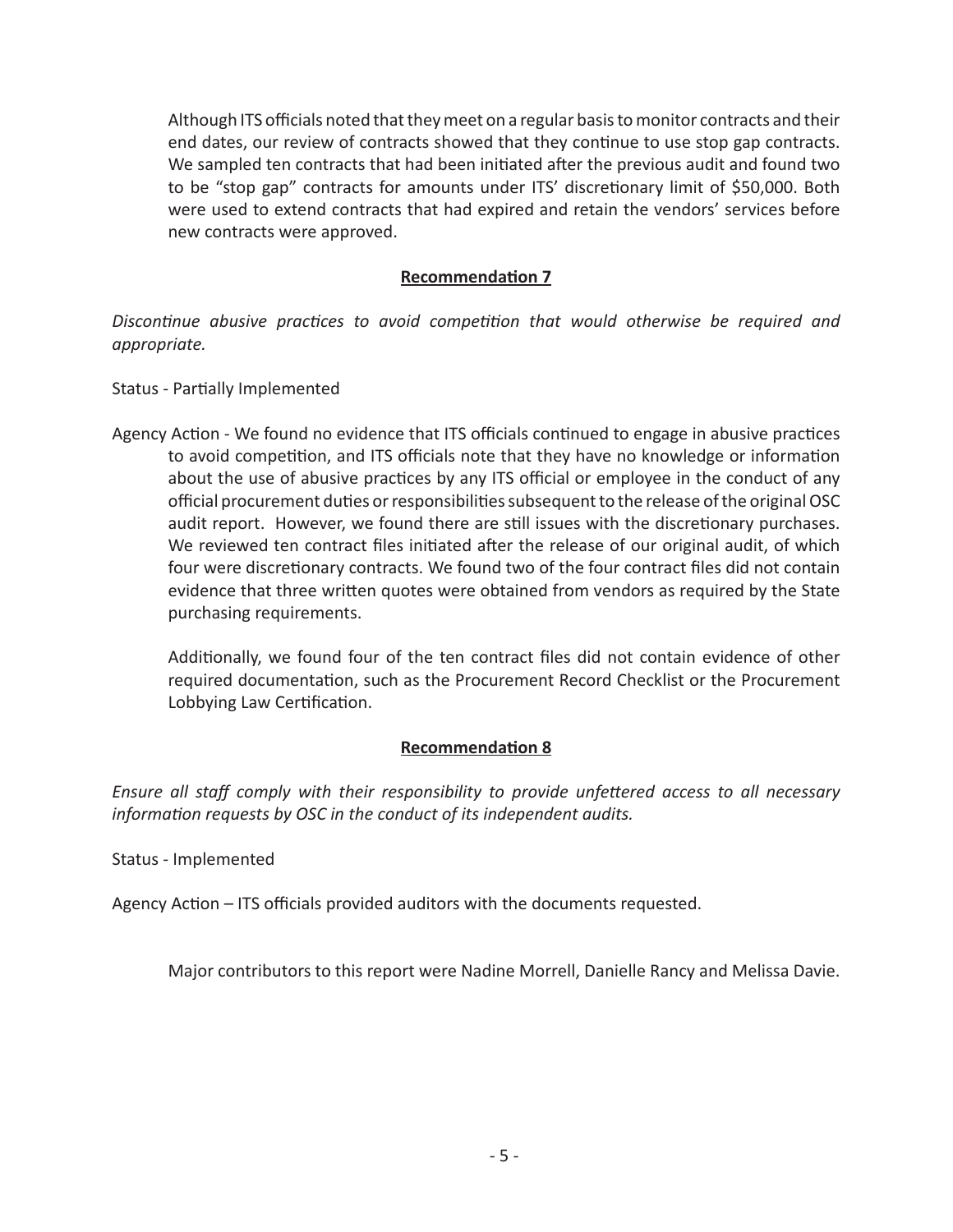Although ITS officials noted that they meet on a regular basis to monitor contracts and their end dates, our review of contracts showed that they continue to use stop gap contracts. We sampled ten contracts that had been initiated after the previous audit and found two to be "stop gap" contracts for amounts under ITS' discretionary limit of $50,000. Both were used to extend contracts that had expired and retain the vendors' services before new contracts were approved.

**Recommendation 7**

*Discontinue abusive practices to avoid competition that would otherwise be required and appropriate.*

Status - Partially Implemented

Agency Action - We found no evidence that ITS officials continued to engage in abusive practices to avoid competition, and ITS officials note that they have no knowledge or information about the use of abusive practices by any ITS official or employee in the conduct of any official procurement duties or responsibilities subsequent to the release of the original OSC audit report. However, we found there are still issues with the discretionary purchases. We reviewed ten contract files initiated after the release of our original audit, of which four were discretionary contracts. We found two of the four contract files did not contain evidence that three written quotes were obtained from vendors as required by the State purchasing requirements.

Additionally, we found four of the ten contract files did not contain evidence of other required documentation, such as the Procurement Record Checklist or the Procurement Lobbying Law Certification.

**Recommendation 8**

*Ensure all staff comply with their responsibility to provide unfettered access to all necessary information requests by OSC in the conduct of its independent audits.*

Status - Implemented

Agency Action – ITS officials provided auditors with the documents requested.

Major contributors to this report were Nadine Morrell, Danielle Rancy and Melissa Davie.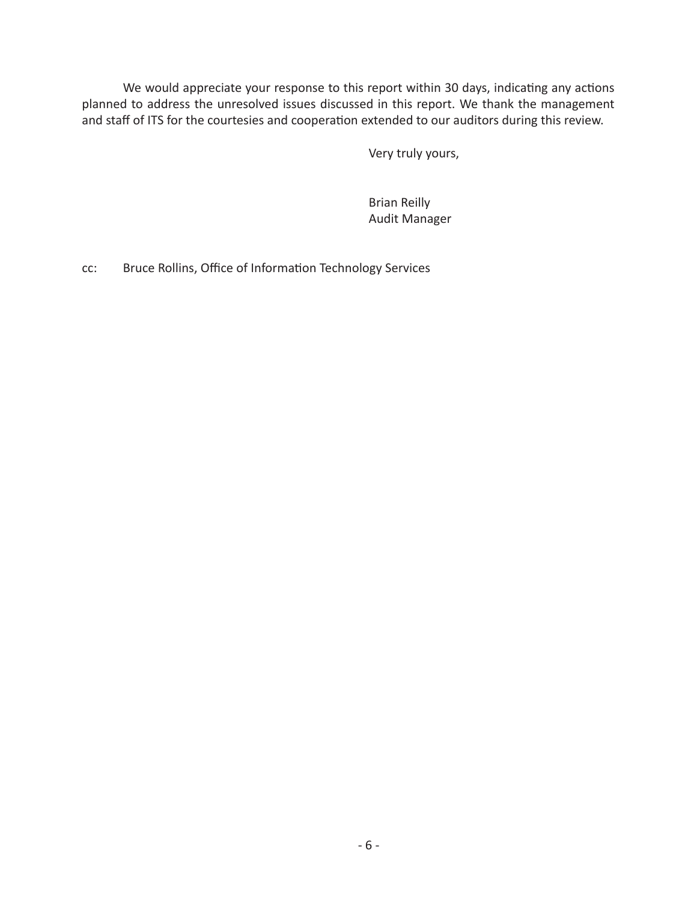We would appreciate your response to this report within 30 days, indicating any actions planned to address the unresolved issues discussed in this report. We thank the management and staff of ITS for the courtesies and cooperation extended to our auditors during this review.

Very truly yours,

Brian Reilly
Audit Manager

cc: Bruce Rollins, Office of Information Technology Services